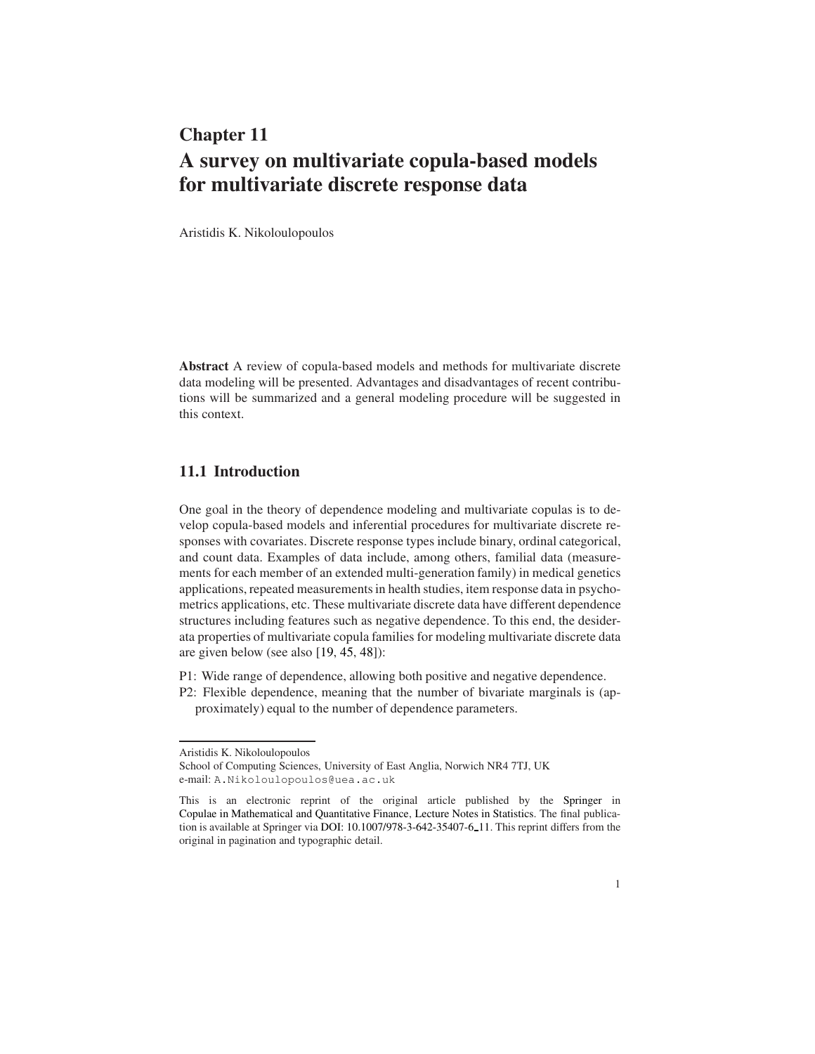# Chapter 11
# A survey on multivariate copula-based models for multivariate discrete response data

Aristidis K. Nikoloulopoulos

**Abstract** A review of copula-based models and methods for multivariate discrete data modeling will be presented. Advantages and disadvantages of recent contributions will be summarized and a general modeling procedure will be suggested in this context.

## 11.1 Introduction

One goal in the theory of dependence modeling and multivariate copulas is to develop copula-based models and inferential procedures for multivariate discrete responses with covariates. Discrete response types include binary, ordinal categorical, and count data. Examples of data include, among others, familial data (measurements for each member of an extended multi-generation family) in medical genetics applications, repeated measurements in health studies, item response data in psychometrics applications, etc. These multivariate discrete data have different dependence structures including features such as negative dependence. To this end, the desiderata properties of multivariate copula families for modeling multivariate discrete data are given below (see also [19, 45, 48]):

P1: Wide range of dependence, allowing both positive and negative dependence.

P2: Flexible dependence, meaning that the number of bivariate marginals is (approximately) equal to the number of dependence parameters.

---

Aristidis K. Nikoloulopoulos
School of Computing Sciences, University of East Anglia, Norwich NR4 7TJ, UK
e-mail: A.Nikoloulopoulos@uea.ac.uk

This is an electronic reprint of the original article published by the Springer in Copulae in Mathematical and Quantitative Finance, Lecture Notes in Statistics. The final publication is available at Springer via DOI: 10.1007/978-3-642-35407-6_11. This reprint differs from the original in pagination and typographic detail.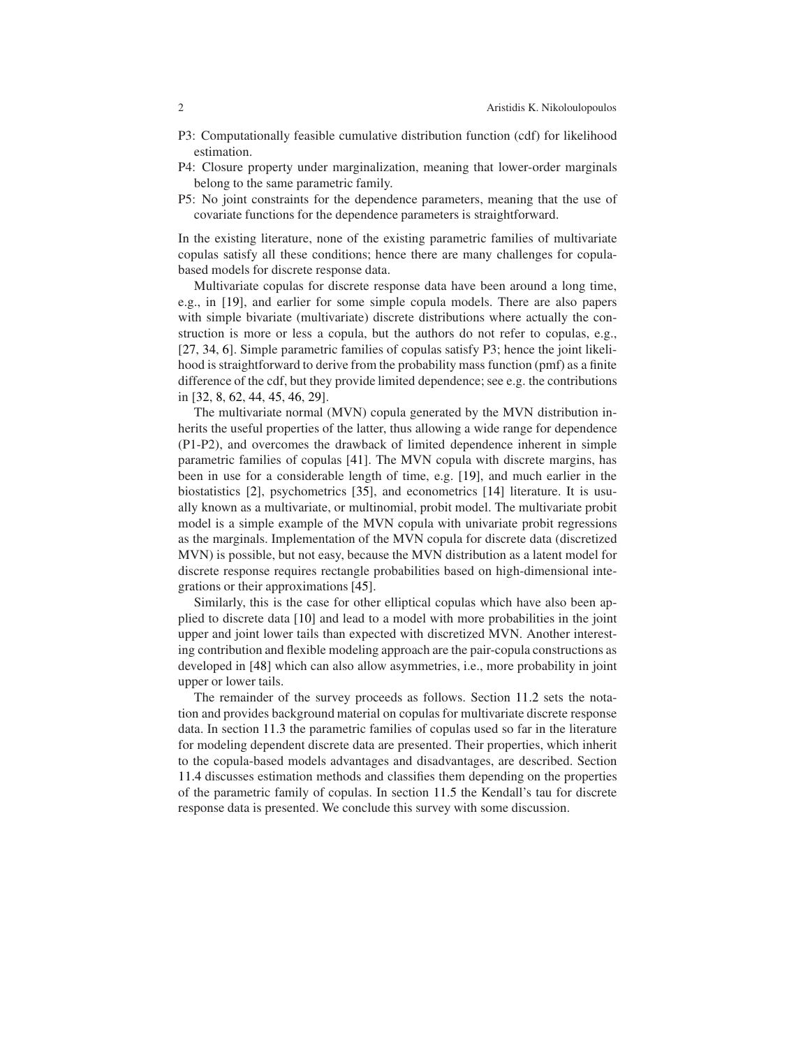P3: Computationally feasible cumulative distribution function (cdf) for likelihood estimation.

P4: Closure property under marginalization, meaning that lower-order marginals belong to the same parametric family.

P5: No joint constraints for the dependence parameters, meaning that the use of covariate functions for the dependence parameters is straightforward.

In the existing literature, none of the existing parametric families of multivariate copulas satisfy all these conditions; hence there are many challenges for copula-based models for discrete response data.

Multivariate copulas for discrete response data have been around a long time, e.g., in [19], and earlier for some simple copula models. There are also papers with simple bivariate (multivariate) discrete distributions where actually the construction is more or less a copula, but the authors do not refer to copulas, e.g., [27, 34, 6]. Simple parametric families of copulas satisfy P3; hence the joint likelihood is straightforward to derive from the probability mass function (pmf) as a finite difference of the cdf, but they provide limited dependence; see e.g. the contributions in [32, 8, 62, 44, 45, 46, 29].

The multivariate normal (MVN) copula generated by the MVN distribution inherits the useful properties of the latter, thus allowing a wide range for dependence (P1-P2), and overcomes the drawback of limited dependence inherent in simple parametric families of copulas [41]. The MVN copula with discrete margins, has been in use for a considerable length of time, e.g. [19], and much earlier in the biostatistics [2], psychometrics [35], and econometrics [14] literature. It is usually known as a multivariate, or multinomial, probit model. The multivariate probit model is a simple example of the MVN copula with univariate probit regressions as the marginals. Implementation of the MVN copula for discrete data (discretized MVN) is possible, but not easy, because the MVN distribution as a latent model for discrete response requires rectangle probabilities based on high-dimensional integrations or their approximations [45].

Similarly, this is the case for other elliptical copulas which have also been applied to discrete data [10] and lead to a model with more probabilities in the joint upper and joint lower tails than expected with discretized MVN. Another interesting contribution and flexible modeling approach are the pair-copula constructions as developed in [48] which can also allow asymmetries, i.e., more probability in joint upper or lower tails.

The remainder of the survey proceeds as follows. Section 11.2 sets the notation and provides background material on copulas for multivariate discrete response data. In section 11.3 the parametric families of copulas used so far in the literature for modeling dependent discrete data are presented. Their properties, which inherit to the copula-based models advantages and disadvantages, are described. Section 11.4 discusses estimation methods and classifies them depending on the properties of the parametric family of copulas. In section 11.5 the Kendall's tau for discrete response data is presented. We conclude this survey with some discussion.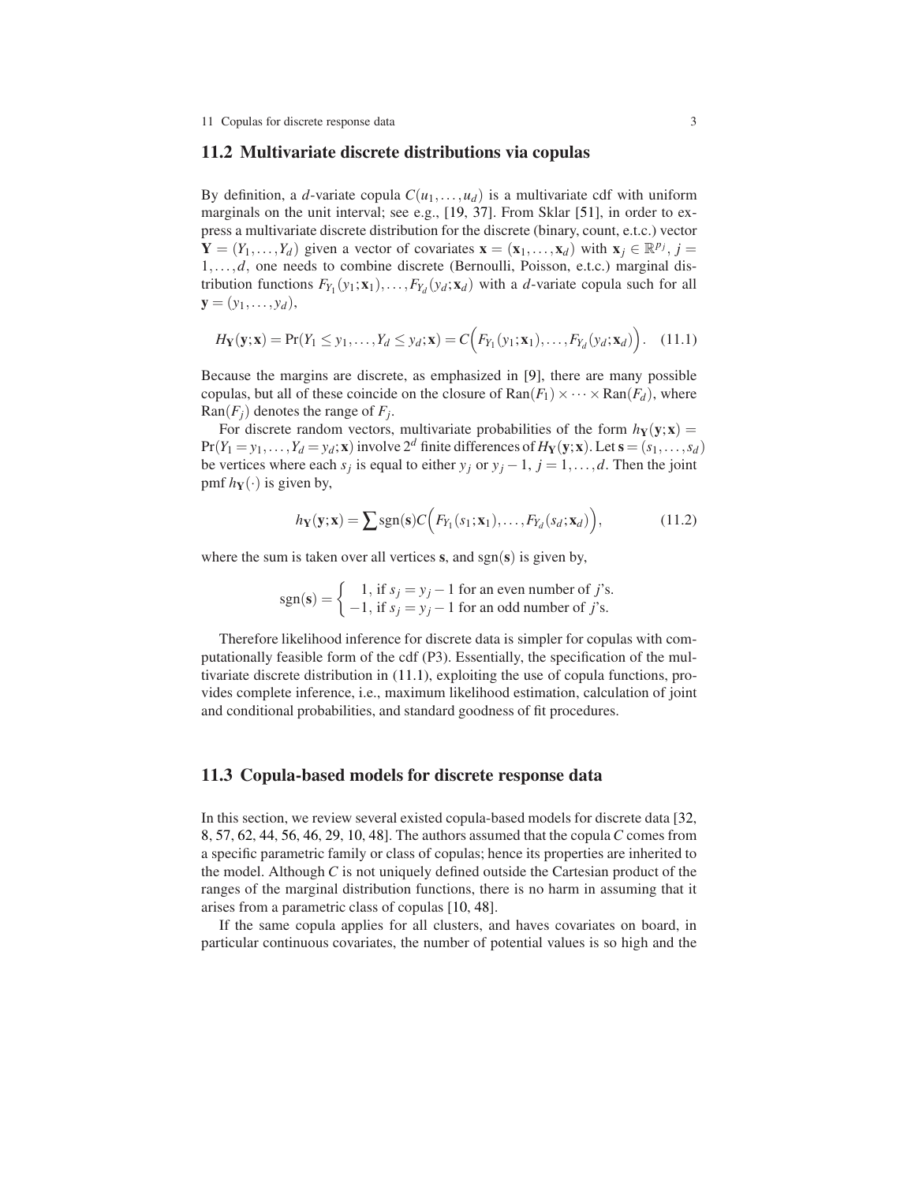## 11.2 Multivariate discrete distributions via copulas

By definition, a $d$-variate copula $C(u_1,\dots,u_d)$ is a multivariate cdf with uniform marginals on the unit interval; see e.g., [19, 37]. From Sklar [51], in order to express a multivariate discrete distribution for the discrete (binary, count, e.t.c.) vector $\mathbf{Y} = (Y_1,\dots,Y_d)$ given a vector of covariates $\mathbf{x} = (\mathbf{x}_1,\dots,\mathbf{x}_d)$ with $\mathbf{x}_j \in \mathbb{R}^{p_j}$, $j = 1,\dots,d$, one needs to combine discrete (Bernoulli, Poisson, e.t.c.) marginal distribution functions $F_{Y_1}(y_1;\mathbf{x}_1),\dots,F_{Y_d}(y_d;\mathbf{x}_d)$ with a $d$-variate copula such for all $\mathbf{y} = (y_1,\dots,y_d)$,

$$H_{\mathbf{Y}}(\mathbf{y};\mathbf{x}) = \Pr(Y_1 \le y_1,\dots,Y_d \le y_d;\mathbf{x}) = C\Big(F_{Y_1}(y_1;\mathbf{x}_1),\dots,F_{Y_d}(y_d;\mathbf{x}_d)\Big). \quad (11.1)$$

Because the margins are discrete, as emphasized in [9], there are many possible copulas, but all of these coincide on the closure of $\mathrm{Ran}(F_1)\times\cdots\times\mathrm{Ran}(F_d)$, where $\mathrm{Ran}(F_j)$ denotes the range of $F_j$.

For discrete random vectors, multivariate probabilities of the form $h_{\mathbf{Y}}(\mathbf{y};\mathbf{x}) = \Pr(Y_1 = y_1,\dots,Y_d = y_d;\mathbf{x})$ involve $2^d$ finite differences of $H_{\mathbf{Y}}(\mathbf{y};\mathbf{x})$. Let $\mathbf{s} = (s_1,\dots,s_d)$ be vertices where each $s_j$ is equal to either $y_j$ or $y_j - 1$, $j = 1,\dots,d$. Then the joint pmf $h_{\mathbf{Y}}(\cdot)$ is given by,

$$h_{\mathbf{Y}}(\mathbf{y};\mathbf{x}) = \sum \mathrm{sgn}(\mathbf{s}) C\Big(F_{Y_1}(s_1;\mathbf{x}_1),\dots,F_{Y_d}(s_d;\mathbf{x}_d)\Big), \quad (11.2)$$

where the sum is taken over all vertices $\mathbf{s}$, and $\mathrm{sgn}(\mathbf{s})$ is given by,

$$\mathrm{sgn}(\mathbf{s}) = \begin{cases} 1, & \text{if } s_j = y_j - 1 \text{ for an even number of } j\text{'s.} \\ -1, & \text{if } s_j = y_j - 1 \text{ for an odd number of } j\text{'s.} \end{cases}$$

Therefore likelihood inference for discrete data is simpler for copulas with computationally feasible form of the cdf (P3). Essentially, the specification of the multivariate discrete distribution in (11.1), exploiting the use of copula functions, provides complete inference, i.e., maximum likelihood estimation, calculation of joint and conditional probabilities, and standard goodness of fit procedures.

## 11.3 Copula-based models for discrete response data

In this section, we review several existed copula-based models for discrete data [32, 8, 57, 62, 44, 56, 46, 29, 10, 48]. The authors assumed that the copula $C$ comes from a specific parametric family or class of copulas; hence its properties are inherited to the model. Although $C$ is not uniquely defined outside the Cartesian product of the ranges of the marginal distribution functions, there is no harm in assuming that it arises from a parametric class of copulas [10, 48].

If the same copula applies for all clusters, and haves covariates on board, in particular continuous covariates, the number of potential values is so high and the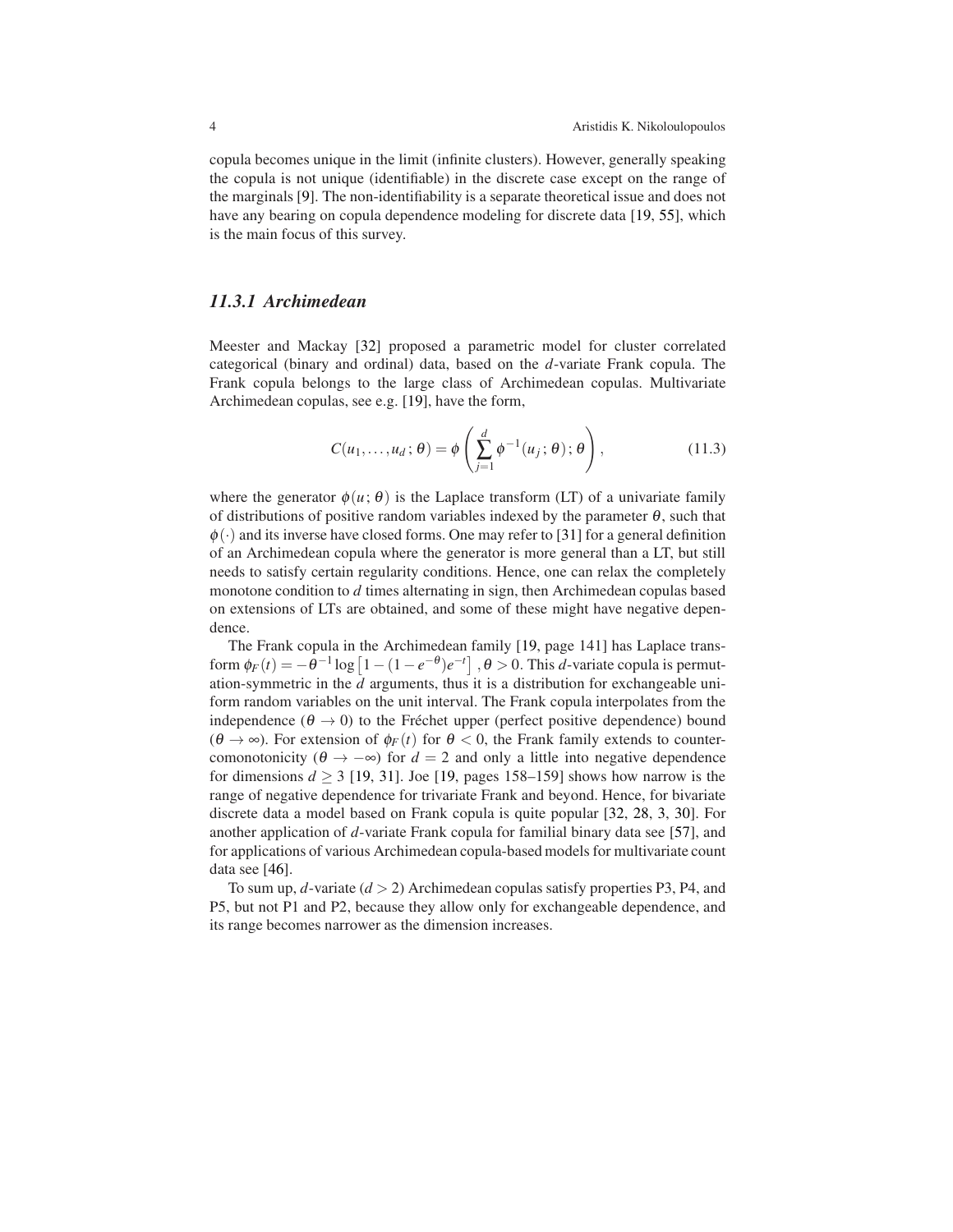copula becomes unique in the limit (infinite clusters). However, generally speaking the copula is not unique (identifiable) in the discrete case except on the range of the marginals [9]. The non-identifiability is a separate theoretical issue and does not have any bearing on copula dependence modeling for discrete data [19, 55], which is the main focus of this survey.

### *11.3.1 Archimedean*

Meester and Mackay [32] proposed a parametric model for cluster correlated categorical (binary and ordinal) data, based on the $d$-variate Frank copula. The Frank copula belongs to the large class of Archimedean copulas. Multivariate Archimedean copulas, see e.g. [19], have the form,

$$C(u_1,\ldots,u_d\,;\theta) = \phi\left(\sum_{j=1}^{d}\phi^{-1}(u_j\,;\theta)\,;\theta\right), \tag{11.3}$$

where the generator $\phi(u\,;\theta)$ is the Laplace transform (LT) of a univariate family of distributions of positive random variables indexed by the parameter $\theta$, such that $\phi(\cdot)$ and its inverse have closed forms. One may refer to [31] for a general definition of an Archimedean copula where the generator is more general than a LT, but still needs to satisfy certain regularity conditions. Hence, one can relax the completely monotone condition to $d$ times alternating in sign, then Archimedean copulas based on extensions of LTs are obtained, and some of these might have negative dependence.

The Frank copula in the Archimedean family [19, page 141] has Laplace transform $\phi_F(t) = -\theta^{-1}\log\left[1-(1-e^{-\theta})e^{-t}\right]$, $\theta > 0$. This $d$-variate copula is permutation-symmetric in the $d$ arguments, thus it is a distribution for exchangeable uniform random variables on the unit interval. The Frank copula interpolates from the independence ($\theta \to 0$) to the Fréchet upper (perfect positive dependence) bound ($\theta \to \infty$). For extension of $\phi_F(t)$ for $\theta < 0$, the Frank family extends to countercomonotonicity ($\theta \to -\infty$) for $d = 2$ and only a little into negative dependence for dimensions $d \geq 3$ [19, 31]. Joe [19, pages 158–159] shows how narrow is the range of negative dependence for trivariate Frank and beyond. Hence, for bivariate discrete data a model based on Frank copula is quite popular [32, 28, 3, 30]. For another application of $d$-variate Frank copula for familial binary data see [57], and for applications of various Archimedean copula-based models for multivariate count data see [46].

To sum up, $d$-variate ($d > 2$) Archimedean copulas satisfy properties P3, P4, and P5, but not P1 and P2, because they allow only for exchangeable dependence, and its range becomes narrower as the dimension increases.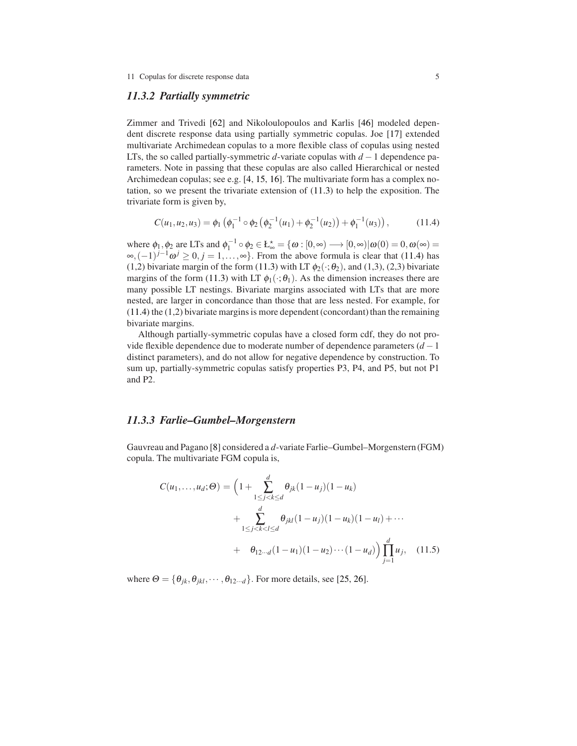### 11.3.2 Partially symmetric

Zimmer and Trivedi [62] and Nikoloulopoulos and Karlis [46] modeled dependent discrete response data using partially symmetric copulas. Joe [17] extended multivariate Archimedean copulas to a more flexible class of copulas using nested LTs, the so called partially-symmetric $d$-variate copulas with $d-1$ dependence parameters. Note in passing that these copulas are also called Hierarchical or nested Archimedean copulas; see e.g. [4, 15, 16]. The multivariate form has a complex notation, so we present the trivariate extension of (11.3) to help the exposition. The trivariate form is given by,

$$C(u_1,u_2,u_3) = \phi_1\left(\phi_1^{-1}\circ\phi_2\left(\phi_2^{-1}(u_1)+\phi_2^{-1}(u_2)\right)+\phi_1^{-1}(u_3)\right), \tag{11.4}$$

where $\phi_1,\phi_2$ are LTs and $\phi_1^{-1}\circ\phi_2 \in Ł_\infty^\star = \{\omega : [0,\infty) \longrightarrow [0,\infty) | \omega(0) = 0, \omega(\infty) = \infty, (-1)^{j-1}\omega^j \geq 0, j = 1,\ldots,\infty\}$. From the above formula is clear that (11.4) has (1,2) bivariate margin of the form (11.3) with LT $\phi_2(\cdot;\theta_2)$, and (1,3), (2,3) bivariate margins of the form (11.3) with LT $\phi_1(\cdot;\theta_1)$. As the dimension increases there are many possible LT nestings. Bivariate margins associated with LTs that are more nested, are larger in concordance than those that are less nested. For example, for (11.4) the (1,2) bivariate margins is more dependent (concordant) than the remaining bivariate margins.

Although partially-symmetric copulas have a closed form cdf, they do not provide flexible dependence due to moderate number of dependence parameters ($d-1$ distinct parameters), and do not allow for negative dependence by construction. To sum up, partially-symmetric copulas satisfy properties P3, P4, and P5, but not P1 and P2.

### 11.3.3 Farlie–Gumbel–Morgenstern

Gauvreau and Pagano [8] considered a $d$-variate Farlie–Gumbel–Morgenstern (FGM) copula. The multivariate FGM copula is,

$$\begin{aligned}
C(u_1,\ldots,u_d;\Theta) = \Big(1 &+ \sum_{1\leq j<k\leq d}^{d} \theta_{jk}(1-u_j)(1-u_k) \\
&+ \sum_{1\leq j<k<l\leq d}^{d} \theta_{jkl}(1-u_j)(1-u_k)(1-u_l) + \cdots \\
&+ \quad \theta_{12\cdots d}(1-u_1)(1-u_2)\cdots(1-u_d)\Big)\prod_{j=1}^{d} u_j,
\end{aligned} \tag{11.5}$$

where $\Theta = \{\theta_{jk}, \theta_{jkl}, \cdots, \theta_{12\cdots d}\}$. For more details, see [25, 26].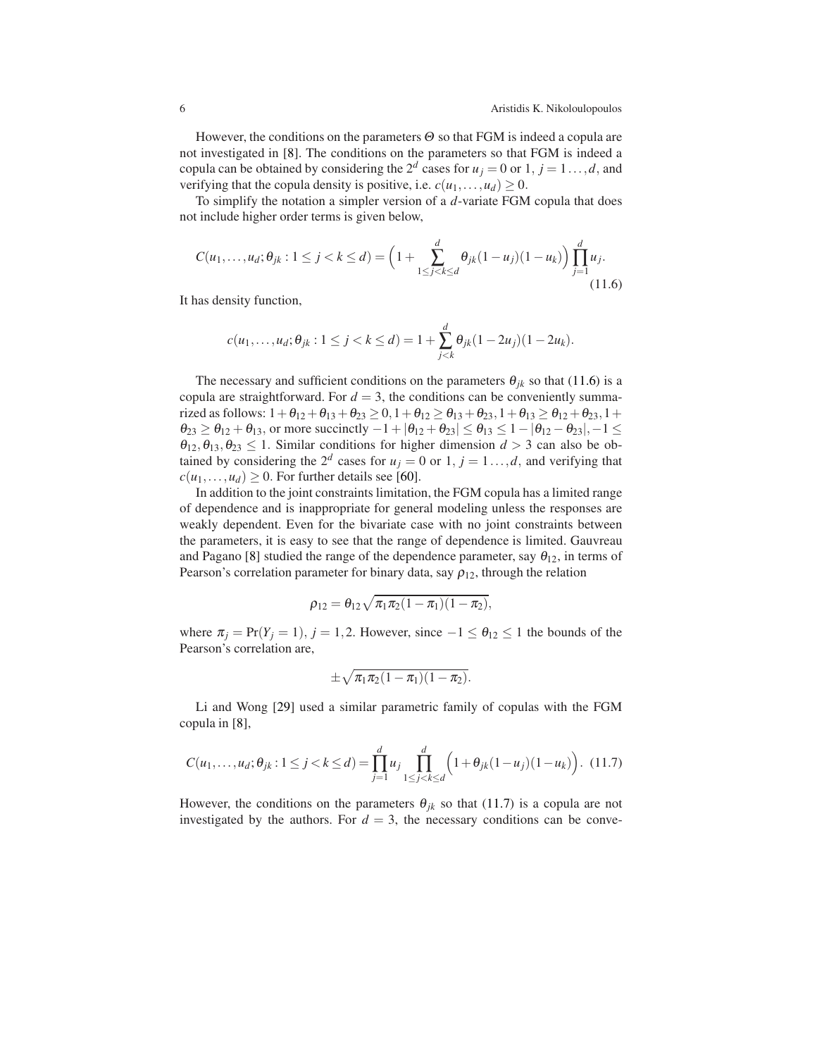However, the conditions on the parameters $\Theta$ so that FGM is indeed a copula are not investigated in [8]. The conditions on the parameters so that FGM is indeed a copula can be obtained by considering the $2^d$ cases for $u_j = 0$ or $1$, $j = 1\ldots,d$, and verifying that the copula density is positive, i.e. $c(u_1,\ldots,u_d) \geq 0$.

To simplify the notation a simpler version of a $d$-variate FGM copula that does not include higher order terms is given below,

$$C(u_1,\ldots,u_d;\theta_{jk}: 1 \leq j < k \leq d) = \Big(1 + \sum_{1\leq j<k\leq d}^{d} \theta_{jk}(1-u_j)(1-u_k)\Big)\prod_{j=1}^{d} u_j. \tag{11.6}$$

It has density function,

$$c(u_1,\ldots,u_d;\theta_{jk}: 1 \leq j < k \leq d) = 1 + \sum_{j<k}^{d} \theta_{jk}(1-2u_j)(1-2u_k).$$

The necessary and sufficient conditions on the parameters $\theta_{jk}$ so that (11.6) is a copula are straightforward. For $d = 3$, the conditions can be conveniently summarized as follows: $1+\theta_{12}+\theta_{13}+\theta_{23} \geq 0, 1+\theta_{12} \geq \theta_{13}+\theta_{23}, 1+\theta_{13} \geq \theta_{12}+\theta_{23}, 1+\theta_{23} \geq \theta_{12}+\theta_{13}$, or more succinctly $-1+|\theta_{12}+\theta_{23}| \leq \theta_{13} \leq 1-|\theta_{12}-\theta_{23}|, -1 \leq \theta_{12},\theta_{13},\theta_{23} \leq 1$. Similar conditions for higher dimension $d > 3$ can also be obtained by considering the $2^d$ cases for $u_j = 0$ or $1$, $j = 1\ldots,d$, and verifying that $c(u_1,\ldots,u_d) \geq 0$. For further details see [60].

In addition to the joint constraints limitation, the FGM copula has a limited range of dependence and is inappropriate for general modeling unless the responses are weakly dependent. Even for the bivariate case with no joint constraints between the parameters, it is easy to see that the range of dependence is limited. Gauvreau and Pagano [8] studied the range of the dependence parameter, say $\theta_{12}$, in terms of Pearson's correlation parameter for binary data, say $\rho_{12}$, through the relation

$$\rho_{12} = \theta_{12}\sqrt{\pi_1\pi_2(1-\pi_1)(1-\pi_2)},$$

where $\pi_j = \Pr(Y_j = 1)$, $j = 1,2$. However, since $-1 \leq \theta_{12} \leq 1$ the bounds of the Pearson's correlation are,

$$\pm\sqrt{\pi_1\pi_2(1-\pi_1)(1-\pi_2)}.$$

Li and Wong [29] used a similar parametric family of copulas with the FGM copula in [8],

$$C(u_1,\ldots,u_d;\theta_{jk}: 1 \leq j < k \leq d) = \prod_{j=1}^{d} u_j \prod_{1\leq j<k\leq d}^{d}\Big(1+\theta_{jk}(1-u_j)(1-u_k)\Big). \tag{11.7}$$

However, the conditions on the parameters $\theta_{jk}$ so that (11.7) is a copula are not investigated by the authors. For $d = 3$, the necessary conditions can be conve-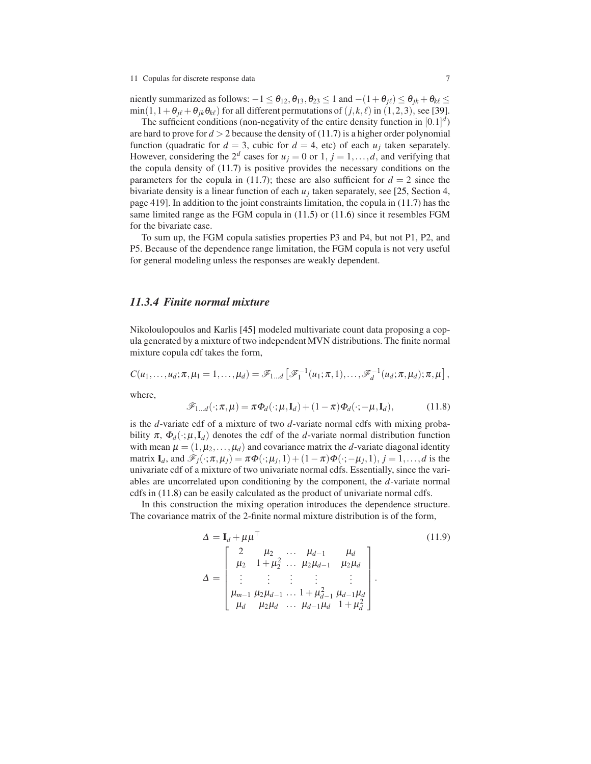niently summarized as follows: $-1 \leq \theta_{12}, \theta_{13}, \theta_{23} \leq 1$ and $-(1+\theta_{j\ell}) \leq \theta_{jk} + \theta_{k\ell} \leq \min(1, 1+\theta_{j\ell} + \theta_{jk}\theta_{k\ell})$ for all different permutations of $(j,k,\ell)$ in $(1,2,3)$, see [39].

The sufficient conditions (non-negativity of the entire density function in $[0.1]^d$) are hard to prove for $d > 2$ because the density of (11.7) is a higher order polynomial function (quadratic for $d = 3$, cubic for $d = 4$, etc) of each $u_j$ taken separately. However, considering the $2^d$ cases for $u_j = 0$ or $1$, $j = 1, \ldots, d$, and verifying that the copula density of (11.7) is positive provides the necessary conditions on the parameters for the copula in (11.7); these are also sufficient for $d = 2$ since the bivariate density is a linear function of each $u_j$ taken separately, see [25, Section 4, page 419]. In addition to the joint constraints limitation, the copula in (11.7) has the same limited range as the FGM copula in (11.5) or (11.6) since it resembles FGM for the bivariate case.

To sum up, the FGM copula satisfies properties P3 and P4, but not P1, P2, and P5. Because of the dependence range limitation, the FGM copula is not very useful for general modeling unless the responses are weakly dependent.

### *11.3.4 Finite normal mixture*

Nikoloulopoulos and Karlis [45] modeled multivariate count data proposing a copula generated by a mixture of two independent MVN distributions. The finite normal mixture copula cdf takes the form,

$$C(u_1, \ldots, u_d; \pi, \mu_1 = 1, \ldots, \mu_d) = \mathscr{F}_{1\ldots d}\left[\mathscr{F}_1^{-1}(u_1; \pi, 1), \ldots, \mathscr{F}_d^{-1}(u_d; \pi, \mu_d); \pi, \mu\right],$$

where,

$$\mathscr{F}_{1\ldots d}(\cdot; \pi, \mu) = \pi \Phi_d(\cdot; \mu, \mathbf{I}_d) + (1-\pi)\Phi_d(\cdot; -\mu, \mathbf{I}_d), \tag{11.8}$$

is the $d$-variate cdf of a mixture of two $d$-variate normal cdfs with mixing probability $\pi$, $\Phi_d(\cdot; \mu, \mathbf{I}_d)$ denotes the cdf of the $d$-variate normal distribution function with mean $\mu = (1, \mu_2, \ldots, \mu_d)$ and covariance matrix the $d$-variate diagonal identity matrix $\mathbf{I}_d$, and $\mathscr{F}_j(\cdot; \pi, \mu_j) = \pi\Phi(\cdot; \mu_j, 1) + (1-\pi)\Phi(\cdot; -\mu_j, 1)$, $j = 1, \ldots, d$ is the univariate cdf of a mixture of two univariate normal cdfs. Essentially, since the variables are uncorrelated upon conditioning by the component, the $d$-variate normal cdfs in (11.8) can be easily calculated as the product of univariate normal cdfs.

In this construction the mixing operation introduces the dependence structure. The covariance matrix of the 2-finite normal mixture distribution is of the form,

$$\Delta = \mathbf{I}_d + \mu\mu^\top \tag{11.9}$$

$$\Delta = \begin{bmatrix} 2 & \mu_2 & \ldots & \mu_{d-1} & \mu_d \\ \mu_2 & 1+\mu_2^2 & \ldots & \mu_2\mu_{d-1} & \mu_2\mu_d \\ \vdots & \vdots & \vdots & \vdots & \vdots \\ \mu_{m-1} & \mu_2\mu_{d-1} & \ldots & 1+\mu_{d-1}^2 & \mu_{d-1}\mu_d \\ \mu_d & \mu_2\mu_d & \ldots & \mu_{d-1}\mu_d & 1+\mu_d^2 \end{bmatrix}.$$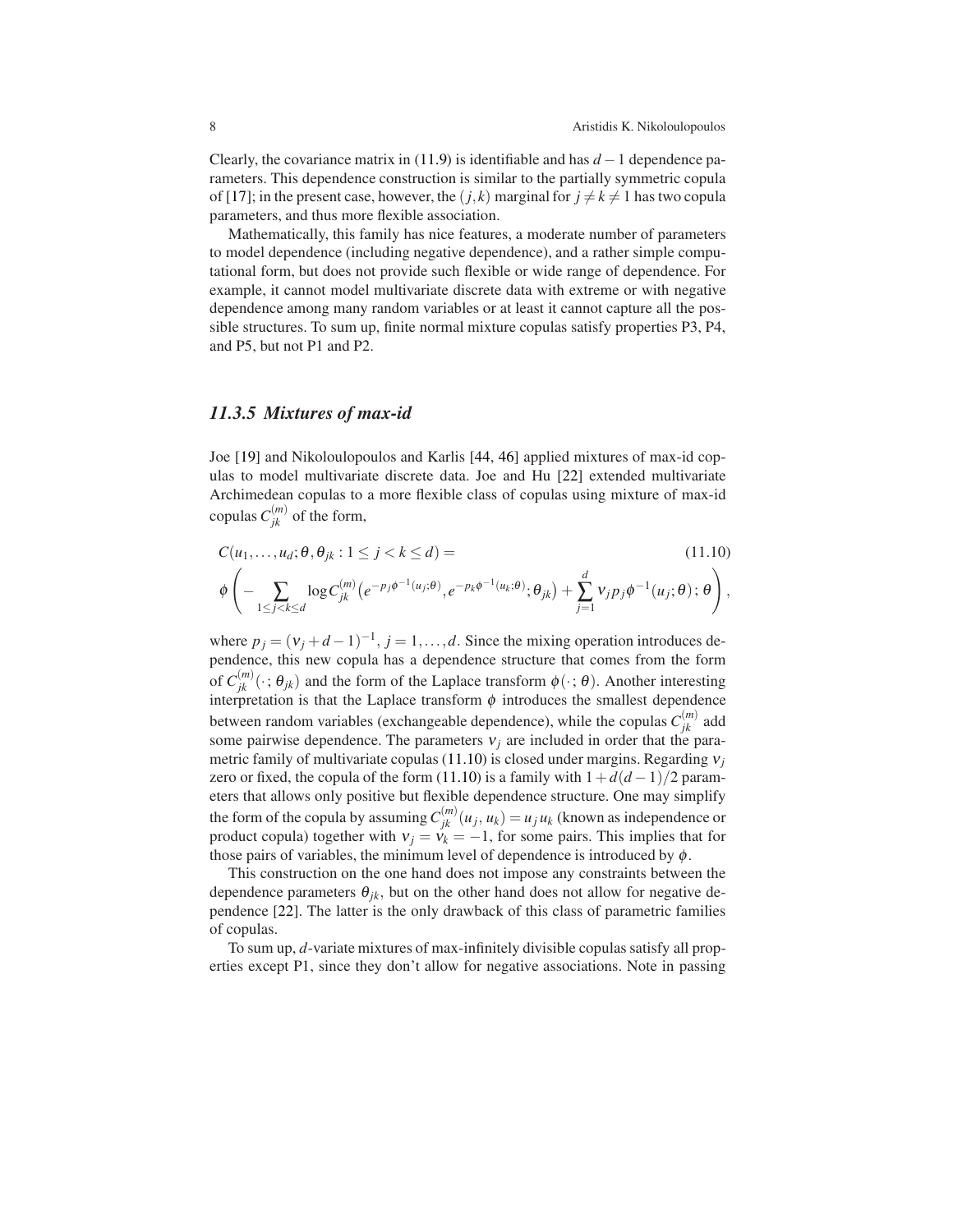Clearly, the covariance matrix in (11.9) is identifiable and has $d-1$ dependence parameters. This dependence construction is similar to the partially symmetric copula of [17]; in the present case, however, the $(j,k)$ marginal for $j \neq k \neq 1$ has two copula parameters, and thus more flexible association.

Mathematically, this family has nice features, a moderate number of parameters to model dependence (including negative dependence), and a rather simple computational form, but does not provide such flexible or wide range of dependence. For example, it cannot model multivariate discrete data with extreme or with negative dependence among many random variables or at least it cannot capture all the possible structures. To sum up, finite normal mixture copulas satisfy properties P3, P4, and P5, but not P1 and P2.

### *11.3.5 Mixtures of max-id*

Joe [19] and Nikoloulopoulos and Karlis [44, 46] applied mixtures of max-id copulas to model multivariate discrete data. Joe and Hu [22] extended multivariate Archimedean copulas to a more flexible class of copulas using mixture of max-id copulas $C_{jk}^{(m)}$ of the form,

$$
\begin{aligned}
&C(u_1,\ldots,u_d;\theta,\theta_{jk}:1\le j<k\le d) = \qquad\qquad (11.10)\\
&\phi\left(-\sum_{1\le j<k\le d}\log C_{jk}^{(m)}\big(e^{-p_j\phi^{-1}(u_j;\theta)},e^{-p_k\phi^{-1}(u_k;\theta)};\theta_{jk}\big)+\sum_{j=1}^{d}\nu_j p_j\phi^{-1}(u_j;\theta);\theta\right),
\end{aligned}
$$

where $p_j=(\nu_j+d-1)^{-1}$, $j=1,\ldots,d$. Since the mixing operation introduces dependence, this new copula has a dependence structure that comes from the form of $C_{jk}^{(m)}(\cdot;\theta_{jk})$ and the form of the Laplace transform $\phi(\cdot;\theta)$. Another interesting interpretation is that the Laplace transform $\phi$ introduces the smallest dependence between random variables (exchangeable dependence), while the copulas $C_{jk}^{(m)}$ add some pairwise dependence. The parameters $\nu_j$ are included in order that the parametric family of multivariate copulas (11.10) is closed under margins. Regarding $\nu_j$ zero or fixed, the copula of the form (11.10) is a family with $1+d(d-1)/2$ parameters that allows only positive but flexible dependence structure. One may simplify the form of the copula by assuming $C_{jk}^{(m)}(u_j,u_k)=u_j u_k$ (known as independence or product copula) together with $\nu_j=\nu_k=-1$, for some pairs. This implies that for those pairs of variables, the minimum level of dependence is introduced by $\phi$.

This construction on the one hand does not impose any constraints between the dependence parameters $\theta_{jk}$, but on the other hand does not allow for negative dependence [22]. The latter is the only drawback of this class of parametric families of copulas.

To sum up, $d$-variate mixtures of max-infinitely divisible copulas satisfy all properties except P1, since they don't allow for negative associations. Note in passing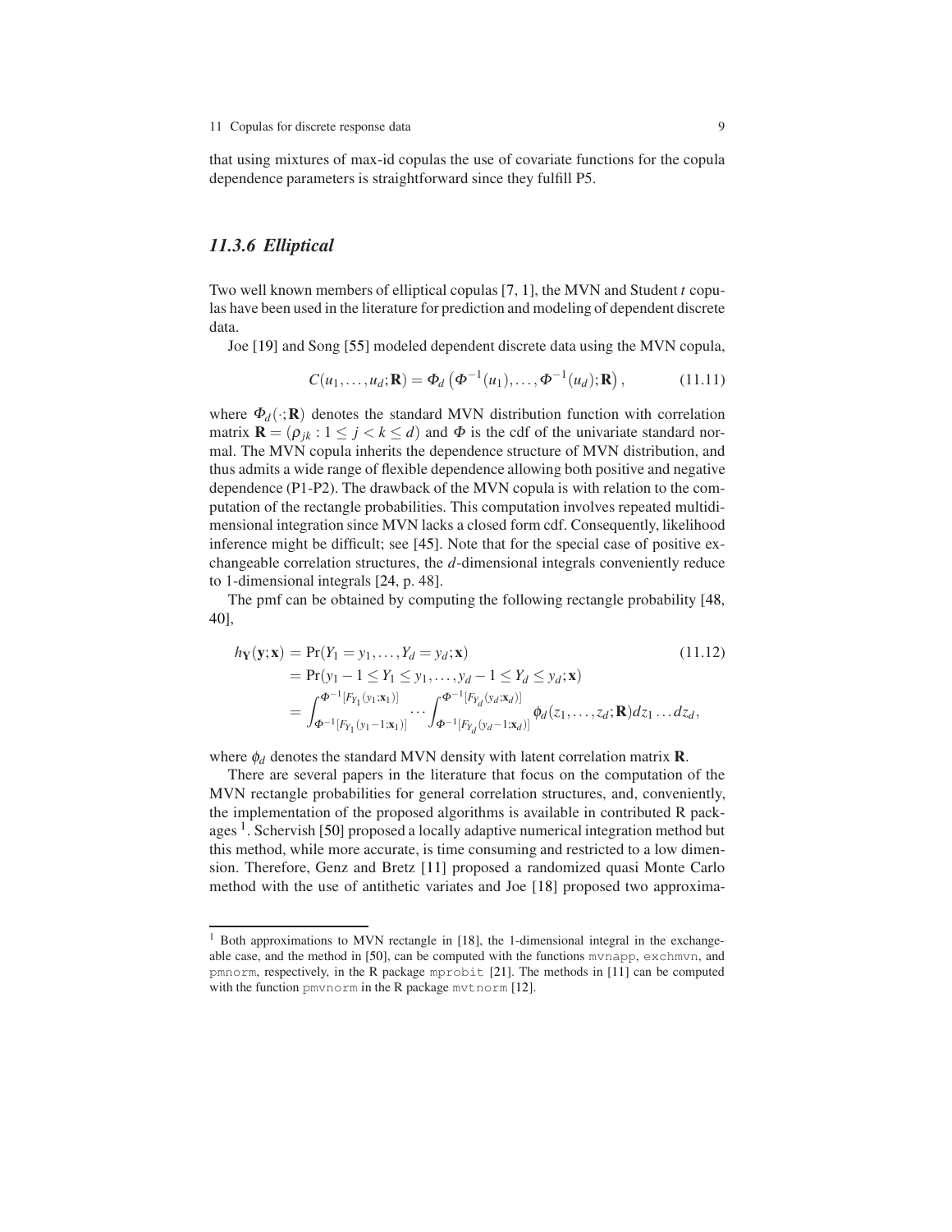that using mixtures of max-id copulas the use of covariate functions for the copula dependence parameters is straightforward since they fulfill P5.

### *11.3.6 Elliptical*

Two well known members of elliptical copulas [7, 1], the MVN and Student $t$ copulas have been used in the literature for prediction and modeling of dependent discrete data.

Joe [19] and Song [55] modeled dependent discrete data using the MVN copula,

$$C(u_1,\dots,u_d;\mathbf{R}) = \Phi_d\left(\Phi^{-1}(u_1),\dots,\Phi^{-1}(u_d);\mathbf{R}\right), \tag{11.11}$$

where $\Phi_d(\cdot;\mathbf{R})$ denotes the standard MVN distribution function with correlation matrix $\mathbf{R} = (\rho_{jk} : 1 \le j < k \le d)$ and $\Phi$ is the cdf of the univariate standard normal. The MVN copula inherits the dependence structure of MVN distribution, and thus admits a wide range of flexible dependence allowing both positive and negative dependence (P1-P2). The drawback of the MVN copula is with relation to the computation of the rectangle probabilities. This computation involves repeated multidimensional integration since MVN lacks a closed form cdf. Consequently, likelihood inference might be difficult; see [45]. Note that for the special case of positive exchangeable correlation structures, the $d$-dimensional integrals conveniently reduce to 1-dimensional integrals [24, p. 48].

The pmf can be obtained by computing the following rectangle probability [48, 40],

$$\begin{aligned} h_{\mathbf{Y}}(\mathbf{y};\mathbf{x}) &= \Pr(Y_1 = y_1,\dots,Y_d = y_d;\mathbf{x}) \\ &= \Pr(y_1 - 1 \le Y_1 \le y_1,\dots,y_d - 1 \le Y_d \le y_d;\mathbf{x}) \\ &= \int_{\Phi^{-1}[F_{Y_1}(y_1-1;\mathbf{x}_1)]}^{\Phi^{-1}[F_{Y_1}(y_1;\mathbf{x}_1)]} \cdots \int_{\Phi^{-1}[F_{Y_d}(y_d-1;\mathbf{x}_d)]}^{\Phi^{-1}[F_{Y_d}(y_d;\mathbf{x}_d)]} \phi_d(z_1,\dots,z_d;\mathbf{R})dz_1\dots dz_d, \end{aligned} \tag{11.12}$$

where $\phi_d$ denotes the standard MVN density with latent correlation matrix $\mathbf{R}$.

There are several papers in the literature that focus on the computation of the MVN rectangle probabilities for general correlation structures, and, conveniently, the implementation of the proposed algorithms is available in contributed R packages [1]. Schervish [50] proposed a locally adaptive numerical integration method but this method, while more accurate, is time consuming and restricted to a low dimension. Therefore, Genz and Bretz [11] proposed a randomized quasi Monte Carlo method with the use of antithetic variates and Joe [18] proposed two approxima-

---

[1] Both approximations to MVN rectangle in [18], the 1-dimensional integral in the exchangeable case, and the method in [50], can be computed with the functions `mvnapp`, `exchmvn`, and `pmnorm`, respectively, in the R package `mprobit` [21]. The methods in [11] can be computed with the function `pmvnorm` in the R package `mvtnorm` [12].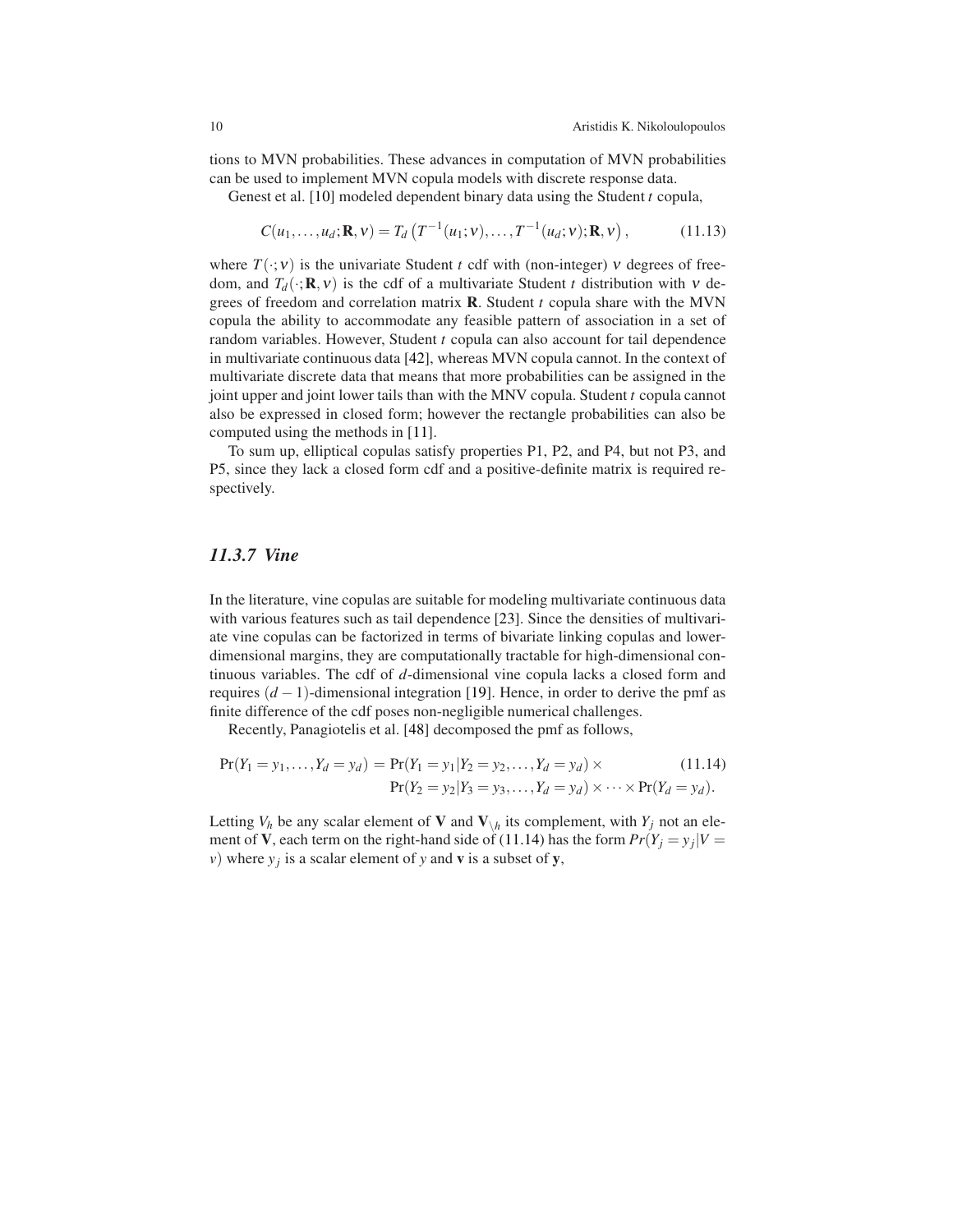tions to MVN probabilities. These advances in computation of MVN probabilities can be used to implement MVN copula models with discrete response data.

Genest et al. [10] modeled dependent binary data using the Student $t$ copula,

$$C(u_1,\ldots,u_d;\mathbf{R},\nu) = T_d\left(T^{-1}(u_1;\nu),\ldots,T^{-1}(u_d;\nu);\mathbf{R},\nu\right), \tag{11.13}$$

where $T(\cdot;\nu)$ is the univariate Student $t$ cdf with (non-integer) $\nu$ degrees of freedom, and $T_d(\cdot;\mathbf{R},\nu)$ is the cdf of a multivariate Student $t$ distribution with $\nu$ degrees of freedom and correlation matrix $\mathbf{R}$. Student $t$ copula share with the MVN copula the ability to accommodate any feasible pattern of association in a set of random variables. However, Student $t$ copula can also account for tail dependence in multivariate continuous data [42], whereas MVN copula cannot. In the context of multivariate discrete data that means that more probabilities can be assigned in the joint upper and joint lower tails than with the MNV copula. Student $t$ copula cannot also be expressed in closed form; however the rectangle probabilities can also be computed using the methods in [11].

To sum up, elliptical copulas satisfy properties P1, P2, and P4, but not P3, and P5, since they lack a closed form cdf and a positive-definite matrix is required respectively.

### *11.3.7 Vine*

In the literature, vine copulas are suitable for modeling multivariate continuous data with various features such as tail dependence [23]. Since the densities of multivariate vine copulas can be factorized in terms of bivariate linking copulas and lower-dimensional margins, they are computationally tractable for high-dimensional continuous variables. The cdf of $d$-dimensional vine copula lacks a closed form and requires $(d-1)$-dimensional integration [19]. Hence, in order to derive the pmf as finite difference of the cdf poses non-negligible numerical challenges.

Recently, Panagiotelis et al. [48] decomposed the pmf as follows,

$$\begin{aligned}\Pr(Y_1=y_1,\ldots,Y_d=y_d) = {} & \Pr(Y_1=y_1|Y_2=y_2,\ldots,Y_d=y_d)\times \\ & \Pr(Y_2=y_2|Y_3=y_3,\ldots,Y_d=y_d)\times\cdots\times\Pr(Y_d=y_d).\end{aligned} \tag{11.14}$$

Letting $V_h$ be any scalar element of $\mathbf{V}$ and $\mathbf{V}_{\setminus h}$ its complement, with $Y_j$ not an element of $\mathbf{V}$, each term on the right-hand side of (11.14) has the form $Pr(Y_j = y_j|V = v)$ where $y_j$ is a scalar element of $y$ and $\mathbf{v}$ is a subset of $\mathbf{y}$,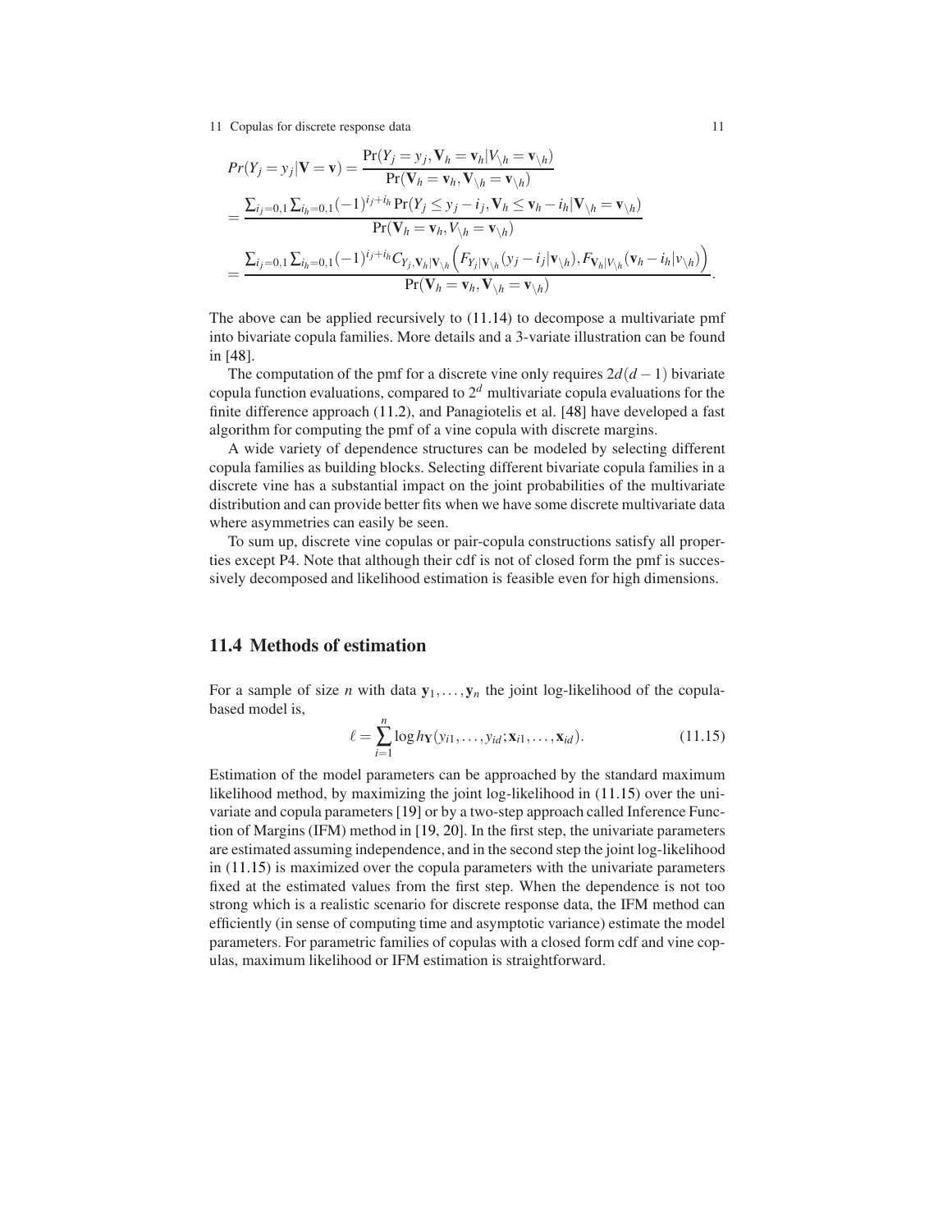$$
\begin{aligned}
Pr(Y_j = y_j | \mathbf{V} = \mathbf{v}) &= \frac{\Pr(Y_j = y_j, \mathbf{V}_h = \mathbf{v}_h | V_{\setminus h} = \mathbf{v}_{\setminus h})}{\Pr(\mathbf{V}_h = \mathbf{v}_h, \mathbf{V}_{\setminus h} = \mathbf{v}_{\setminus h})} \\
&= \frac{\sum_{i_j=0,1} \sum_{i_h=0,1} (-1)^{i_j+i_h} \Pr(Y_j \leq y_j - i_j, \mathbf{V}_h \leq \mathbf{v}_h - i_h | \mathbf{V}_{\setminus h} = \mathbf{v}_{\setminus h})}{\Pr(\mathbf{V}_h = \mathbf{v}_h, V_{\setminus h} = \mathbf{v}_{\setminus h})} \\
&= \frac{\sum_{i_j=0,1} \sum_{i_h=0,1} (-1)^{i_j+i_h} C_{Y_j, \mathbf{V}_h | \mathbf{V}_{\setminus h}} \Big( F_{Y_j | \mathbf{V}_{\setminus h}}(y_j - i_j | \mathbf{v}_{\setminus h}), F_{\mathbf{V}_h | V_{\setminus h}}(\mathbf{v}_h - i_h | v_{\setminus h}) \Big)}{\Pr(\mathbf{V}_h = \mathbf{v}_h, \mathbf{V}_{\setminus h} = \mathbf{v}_{\setminus h})}.
\end{aligned}
$$

The above can be applied recursively to (11.14) to decompose a multivariate pmf into bivariate copula families. More details and a 3-variate illustration can be found in [48].

The computation of the pmf for a discrete vine only requires $2d(d-1)$ bivariate copula function evaluations, compared to $2^d$ multivariate copula evaluations for the finite difference approach (11.2), and Panagiotelis et al. [48] have developed a fast algorithm for computing the pmf of a vine copula with discrete margins.

A wide variety of dependence structures can be modeled by selecting different copula families as building blocks. Selecting different bivariate copula families in a discrete vine has a substantial impact on the joint probabilities of the multivariate distribution and can provide better fits when we have some discrete multivariate data where asymmetries can easily be seen.

To sum up, discrete vine copulas or pair-copula constructions satisfy all properties except P4. Note that although their cdf is not of closed form the pmf is successively decomposed and likelihood estimation is feasible even for high dimensions.

## 11.4 Methods of estimation

For a sample of size $n$ with data $\mathbf{y}_1, \ldots, \mathbf{y}_n$ the joint log-likelihood of the copula-based model is,

$$
\ell = \sum_{i=1}^{n} \log h_{\mathbf{Y}}(y_{i1}, \ldots, y_{id}; \mathbf{x}_{i1}, \ldots, \mathbf{x}_{id}). \tag{11.15}
$$

Estimation of the model parameters can be approached by the standard maximum likelihood method, by maximizing the joint log-likelihood in (11.15) over the univariate and copula parameters [19] or by a two-step approach called Inference Function of Margins (IFM) method in [19, 20]. In the first step, the univariate parameters are estimated assuming independence, and in the second step the joint log-likelihood in (11.15) is maximized over the copula parameters with the univariate parameters fixed at the estimated values from the first step. When the dependence is not too strong which is a realistic scenario for discrete response data, the IFM method can efficiently (in sense of computing time and asymptotic variance) estimate the model parameters. For parametric families of copulas with a closed form cdf and vine copulas, maximum likelihood or IFM estimation is straightforward.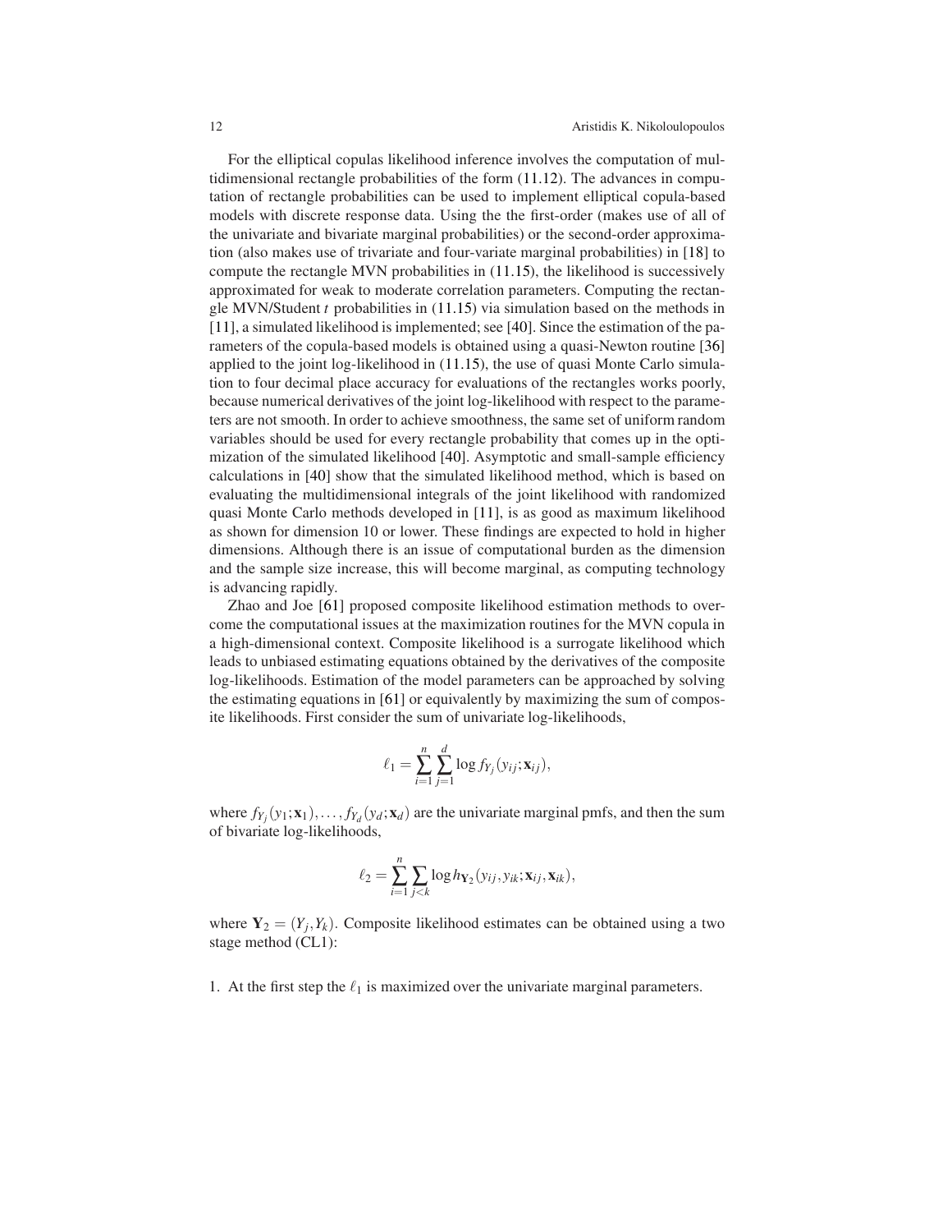For the elliptical copulas likelihood inference involves the computation of multidimensional rectangle probabilities of the form (11.12). The advances in computation of rectangle probabilities can be used to implement elliptical copula-based models with discrete response data. Using the the first-order (makes use of all of the univariate and bivariate marginal probabilities) or the second-order approximation (also makes use of trivariate and four-variate marginal probabilities) in [18] to compute the rectangle MVN probabilities in (11.15), the likelihood is successively approximated for weak to moderate correlation parameters. Computing the rectangle MVN/Student $t$ probabilities in (11.15) via simulation based on the methods in [11], a simulated likelihood is implemented; see [40]. Since the estimation of the parameters of the copula-based models is obtained using a quasi-Newton routine [36] applied to the joint log-likelihood in (11.15), the use of quasi Monte Carlo simulation to four decimal place accuracy for evaluations of the rectangles works poorly, because numerical derivatives of the joint log-likelihood with respect to the parameters are not smooth. In order to achieve smoothness, the same set of uniform random variables should be used for every rectangle probability that comes up in the optimization of the simulated likelihood [40]. Asymptotic and small-sample efficiency calculations in [40] show that the simulated likelihood method, which is based on evaluating the multidimensional integrals of the joint likelihood with randomized quasi Monte Carlo methods developed in [11], is as good as maximum likelihood as shown for dimension 10 or lower. These findings are expected to hold in higher dimensions. Although there is an issue of computational burden as the dimension and the sample size increase, this will become marginal, as computing technology is advancing rapidly.

Zhao and Joe [61] proposed composite likelihood estimation methods to overcome the computational issues at the maximization routines for the MVN copula in a high-dimensional context. Composite likelihood is a surrogate likelihood which leads to unbiased estimating equations obtained by the derivatives of the composite log-likelihoods. Estimation of the model parameters can be approached by solving the estimating equations in [61] or equivalently by maximizing the sum of composite likelihoods. First consider the sum of univariate log-likelihoods,

$$\ell_1 = \sum_{i=1}^{n} \sum_{j=1}^{d} \log f_{Y_j}(y_{ij};\mathbf{x}_{ij}),$$

where $f_{Y_j}(y_1;\mathbf{x}_1),\ldots,f_{Y_d}(y_d;\mathbf{x}_d)$ are the univariate marginal pmfs, and then the sum of bivariate log-likelihoods,

$$\ell_2 = \sum_{i=1}^{n} \sum_{j<k} \log h_{\mathbf{Y}_2}(y_{ij},y_{ik};\mathbf{x}_{ij},\mathbf{x}_{ik}),$$

where $\mathbf{Y}_2 = (Y_j,Y_k)$. Composite likelihood estimates can be obtained using a two stage method (CL1):

1. At the first step the $\ell_1$ is maximized over the univariate marginal parameters.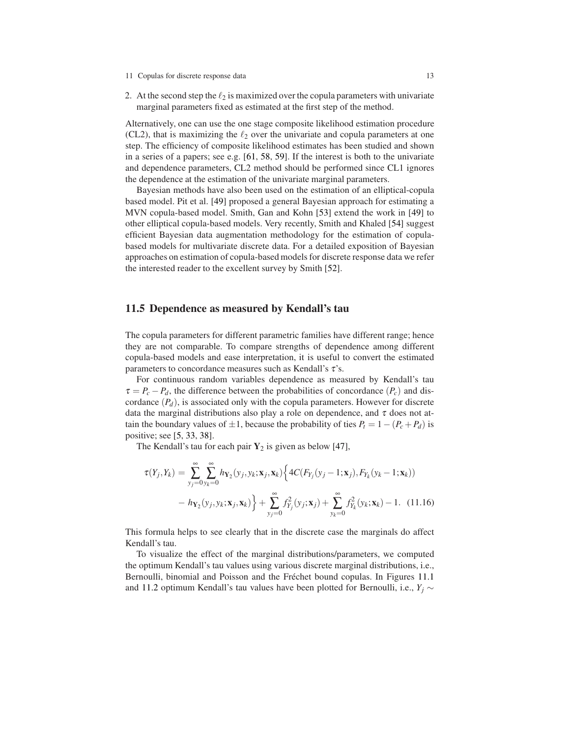2. At the second step the $\ell_2$ is maximized over the copula parameters with univariate marginal parameters fixed as estimated at the first step of the method.

Alternatively, one can use the one stage composite likelihood estimation procedure (CL2), that is maximizing the $\ell_2$ over the univariate and copula parameters at one step. The efficiency of composite likelihood estimates has been studied and shown in a series of a papers; see e.g. [61, 58, 59]. If the interest is both to the univariate and dependence parameters, CL2 method should be performed since CL1 ignores the dependence at the estimation of the univariate marginal parameters.

Bayesian methods have also been used on the estimation of an elliptical-copula based model. Pit et al. [49] proposed a general Bayesian approach for estimating a MVN copula-based model. Smith, Gan and Kohn [53] extend the work in [49] to other elliptical copula-based models. Very recently, Smith and Khaled [54] suggest efficient Bayesian data augmentation methodology for the estimation of copula-based models for multivariate discrete data. For a detailed exposition of Bayesian approaches on estimation of copula-based models for discrete response data we refer the interested reader to the excellent survey by Smith [52].

## 11.5 Dependence as measured by Kendall's tau

The copula parameters for different parametric families have different range; hence they are not comparable. To compare strengths of dependence among different copula-based models and ease interpretation, it is useful to convert the estimated parameters to concordance measures such as Kendall's $\tau$'s.

For continuous random variables dependence as measured by Kendall's tau $\tau = P_c - P_d$, the difference between the probabilities of concordance ($P_c$) and discordance ($P_d$), is associated only with the copula parameters. However for discrete data the marginal distributions also play a role on dependence, and $\tau$ does not attain the boundary values of $\pm 1$, because the probability of ties $P_t = 1 - (P_c + P_d)$ is positive; see [5, 33, 38].

The Kendall's tau for each pair $\mathbf{Y}_2$ is given as below [47],

$$\tau(Y_j, Y_k) = \sum_{y_j=0}^{\infty} \sum_{y_k=0}^{\infty} h_{\mathbf{Y}_2}(y_j, y_k; \mathbf{x}_j, \mathbf{x}_k) \Big\{ 4C(F_{Y_j}(y_j - 1; \mathbf{x}_j), F_{Y_k}(y_k - 1; \mathbf{x}_k)) - h_{\mathbf{Y}_2}(y_j, y_k; \mathbf{x}_j, \mathbf{x}_k) \Big\} + \sum_{y_j=0}^{\infty} f_{Y_j}^2(y_j; \mathbf{x}_j) + \sum_{y_k=0}^{\infty} f_{Y_k}^2(y_k; \mathbf{x}_k) - 1. \quad (11.16)$$

This formula helps to see clearly that in the discrete case the marginals do affect Kendall's tau.

To visualize the effect of the marginal distributions/parameters, we computed the optimum Kendall's tau values using various discrete marginal distributions, i.e., Bernoulli, binomial and Poisson and the Fréchet bound copulas. In Figures 11.1 and 11.2 optimum Kendall's tau values have been plotted for Bernoulli, i.e., $Y_j \sim$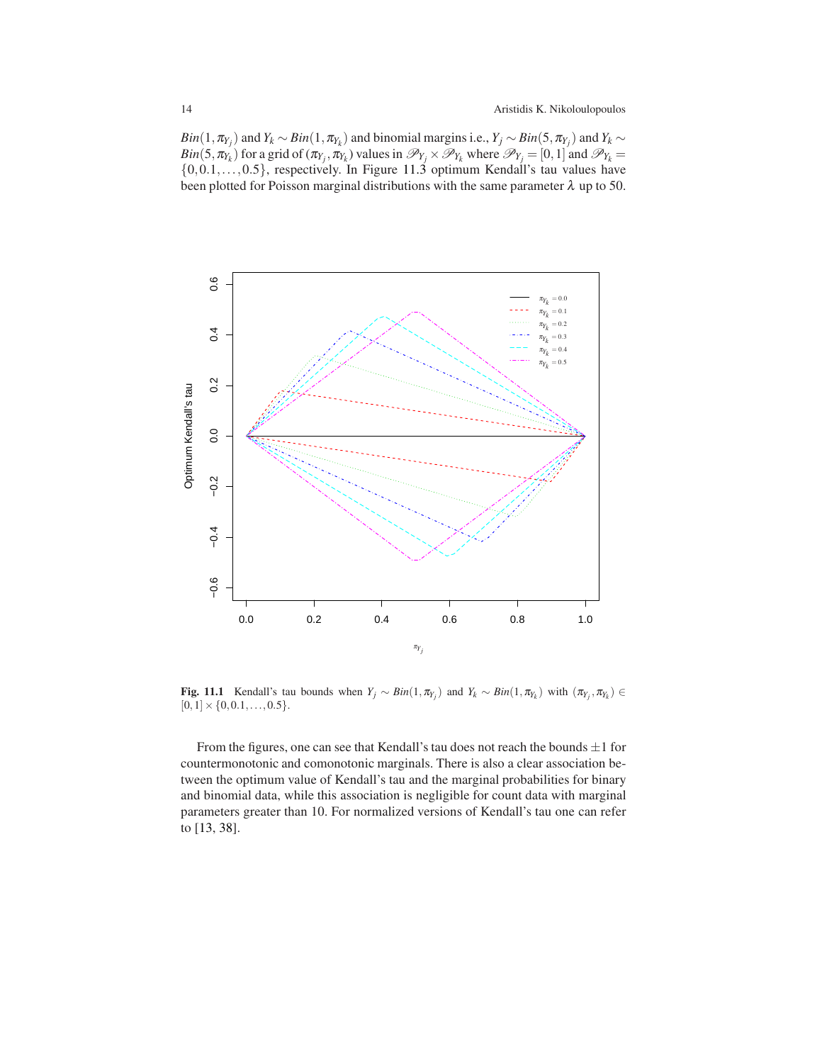$Bin(1,\pi_{Y_j})$ and $Y_k \sim Bin(1,\pi_{Y_k})$ and binomial margins i.e., $Y_j \sim Bin(5,\pi_{Y_j})$ and $Y_k \sim Bin(5,\pi_{Y_k})$ for a grid of $(\pi_{Y_j},\pi_{Y_k})$ values in $\mathscr{P}_{Y_j} \times \mathscr{P}_{Y_k}$ where $\mathscr{P}_{Y_j} = [0,1]$ and $\mathscr{P}_{Y_k} = \{0, 0.1, \ldots, 0.5\}$, respectively. In Figure 11.3 optimum Kendall's tau values have been plotted for Poisson marginal distributions with the same parameter $\lambda$ up to 50.

**Fig. 11.1** Kendall's tau bounds when $Y_j \sim Bin(1,\pi_{Y_j})$ and $Y_k \sim Bin(1,\pi_{Y_k})$ with $(\pi_{Y_j},\pi_{Y_k}) \in [0,1] \times \{0, 0.1, \ldots, 0.5\}$.

From the figures, one can see that Kendall's tau does not reach the bounds $\pm 1$ for countermonotonic and comonotonic marginals. There is also a clear association between the optimum value of Kendall's tau and the marginal probabilities for binary and binomial data, while this association is negligible for count data with marginal parameters greater than 10. For normalized versions of Kendall's tau one can refer to [13, 38].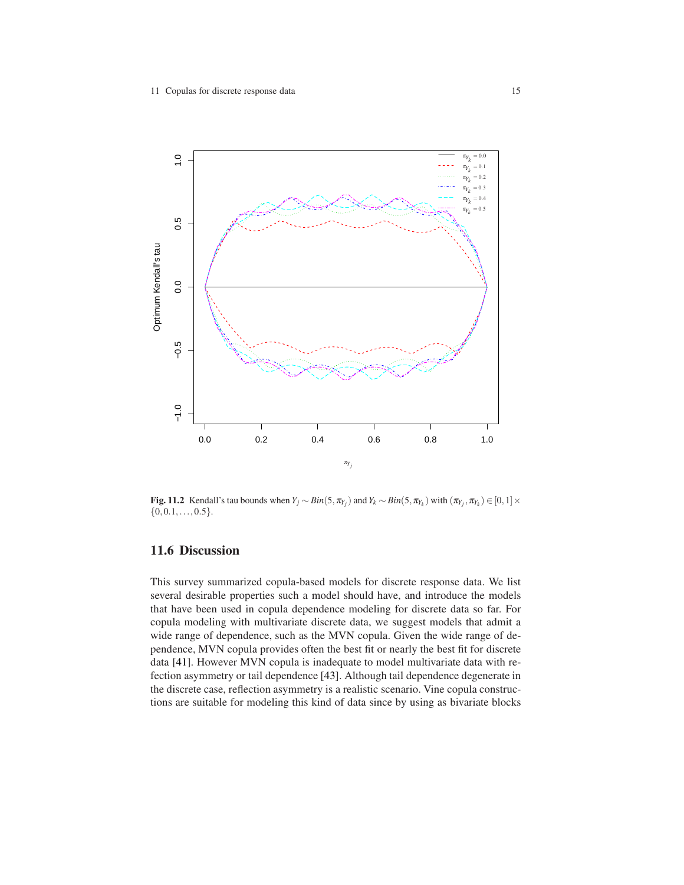**Fig. 11.2** Kendall's tau bounds when $Y_j \sim Bin(5, \pi_{Y_j})$ and $Y_k \sim Bin(5, \pi_{Y_k})$ with $(\pi_{Y_j}, \pi_{Y_k}) \in [0,1] \times \{0, 0.1, \ldots, 0.5\}$.

## 11.6 Discussion

This survey summarized copula-based models for discrete response data. We list several desirable properties such a model should have, and introduce the models that have been used in copula dependence modeling for discrete data so far. For copula modeling with multivariate discrete data, we suggest models that admit a wide range of dependence, such as the MVN copula. Given the wide range of dependence, MVN copula provides often the best fit or nearly the best fit for discrete data [41]. However MVN copula is inadequate to model multivariate data with refection asymmetry or tail dependence [43]. Although tail dependence degenerate in the discrete case, reflection asymmetry is a realistic scenario. Vine copula constructions are suitable for modeling this kind of data since by using as bivariate blocks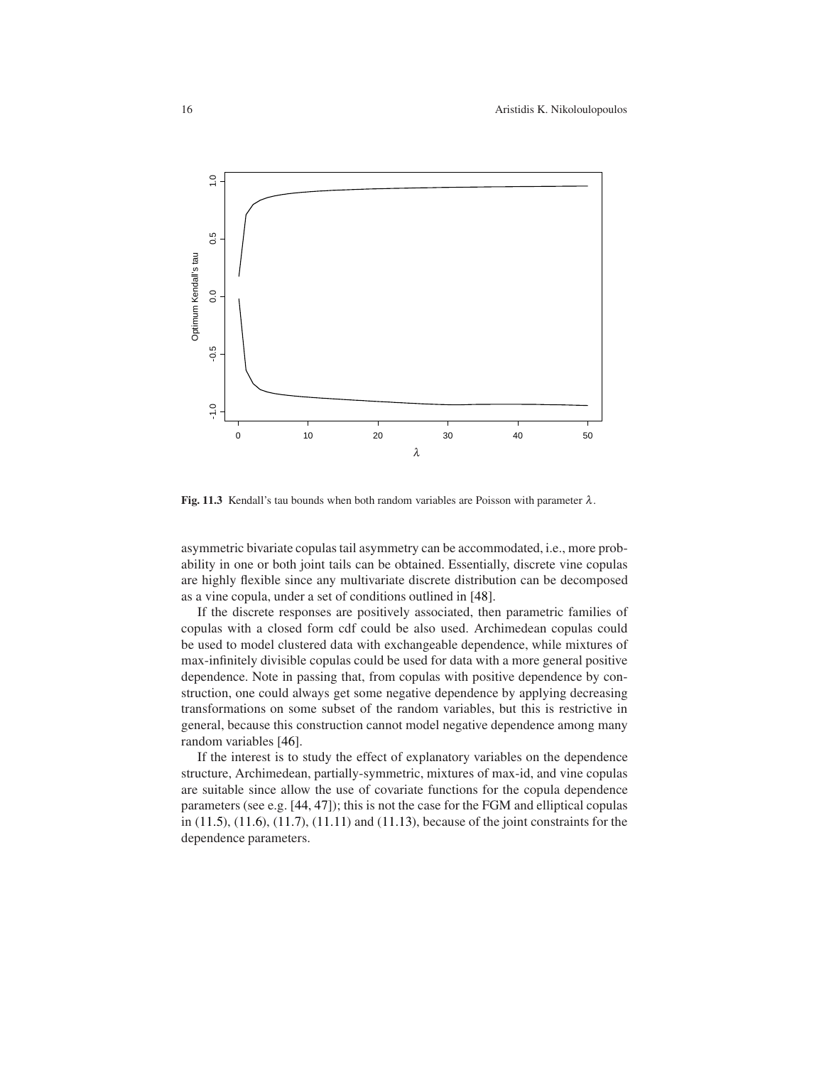Fig. 11.3 Kendall's tau bounds when both random variables are Poisson with parameter $\lambda$.

asymmetric bivariate copulas tail asymmetry can be accommodated, i.e., more probability in one or both joint tails can be obtained. Essentially, discrete vine copulas are highly flexible since any multivariate discrete distribution can be decomposed as a vine copula, under a set of conditions outlined in [48].

If the discrete responses are positively associated, then parametric families of copulas with a closed form cdf could be also used. Archimedean copulas could be used to model clustered data with exchangeable dependence, while mixtures of max-infinitely divisible copulas could be used for data with a more general positive dependence. Note in passing that, from copulas with positive dependence by construction, one could always get some negative dependence by applying decreasing transformations on some subset of the random variables, but this is restrictive in general, because this construction cannot model negative dependence among many random variables [46].

If the interest is to study the effect of explanatory variables on the dependence structure, Archimedean, partially-symmetric, mixtures of max-id, and vine copulas are suitable since allow the use of covariate functions for the copula dependence parameters (see e.g. [44, 47]); this is not the case for the FGM and elliptical copulas in (11.5), (11.6), (11.7), (11.11) and (11.13), because of the joint constraints for the dependence parameters.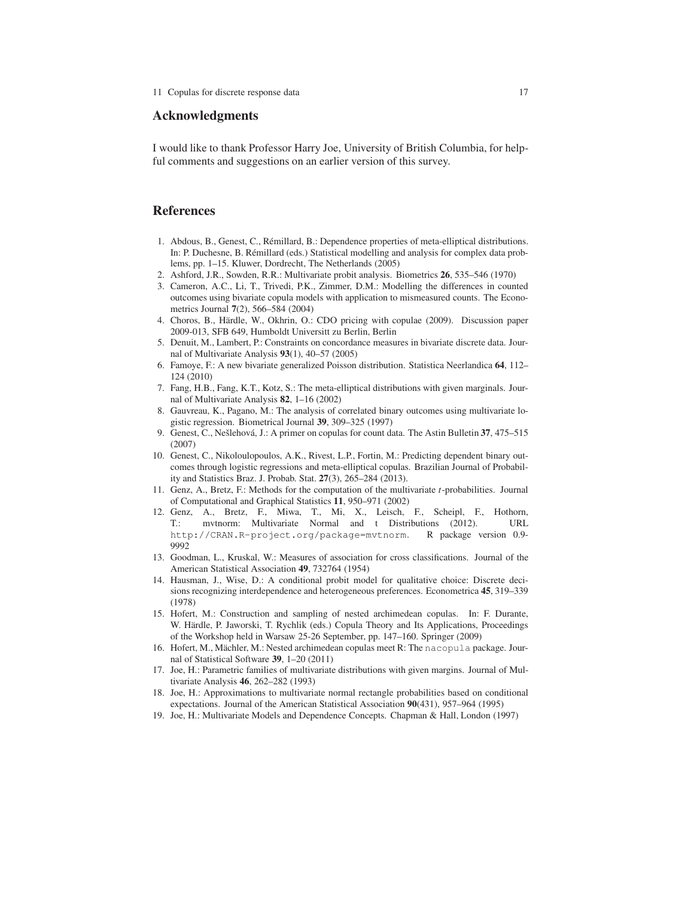## Acknowledgments

I would like to thank Professor Harry Joe, University of British Columbia, for helpful comments and suggestions on an earlier version of this survey.

## References

1. Abdous, B., Genest, C., Rémillard, B.: Dependence properties of meta-elliptical distributions. In: P. Duchesne, B. Rémillard (eds.) Statistical modelling and analysis for complex data problems, pp. 1–15. Kluwer, Dordrecht, The Netherlands (2005)
2. Ashford, J.R., Sowden, R.R.: Multivariate probit analysis. Biometrics **26**, 535–546 (1970)
3. Cameron, A.C., Li, T., Trivedi, P.K., Zimmer, D.M.: Modelling the differences in counted outcomes using bivariate copula models with application to mismeasured counts. The Econometrics Journal **7**(2), 566–584 (2004)
4. Choros, B., Härdle, W., Okhrin, O.: CDO pricing with copulae (2009). Discussion paper 2009-013, SFB 649, Humboldt Universitt zu Berlin, Berlin
5. Denuit, M., Lambert, P.: Constraints on concordance measures in bivariate discrete data. Journal of Multivariate Analysis **93**(1), 40–57 (2005)
6. Famoye, F.: A new bivariate generalized Poisson distribution. Statistica Neerlandica **64**, 112–124 (2010)
7. Fang, H.B., Fang, K.T., Kotz, S.: The meta-elliptical distributions with given marginals. Journal of Multivariate Analysis **82**, 1–16 (2002)
8. Gauvreau, K., Pagano, M.: The analysis of correlated binary outcomes using multivariate logistic regression. Biometrical Journal **39**, 309–325 (1997)
9. Genest, C., Nešlehová, J.: A primer on copulas for count data. The Astin Bulletin **37**, 475–515 (2007)
10. Genest, C., Nikoloulopoulos, A.K., Rivest, L.P., Fortin, M.: Predicting dependent binary outcomes through logistic regressions and meta-elliptical copulas. Brazilian Journal of Probability and Statistics Braz. J. Probab. Stat. **27**(3), 265–284 (2013).
11. Genz, A., Bretz, F.: Methods for the computation of the multivariate $t$-probabilities. Journal of Computational and Graphical Statistics **11**, 950–971 (2002)
12. Genz, A., Bretz, F., Miwa, T., Mi, X., Leisch, F., Scheipl, F., Hothorn, T.: mvtnorm: Multivariate Normal and t Distributions (2012). URL `http://CRAN.R-project.org/package=mvtnorm`. R package version 0.9-9992
13. Goodman, L., Kruskal, W.: Measures of association for cross classifications. Journal of the American Statistical Association **49**, 732764 (1954)
14. Hausman, J., Wise, D.: A conditional probit model for qualitative choice: Discrete decisions recognizing interdependence and heterogeneous preferences. Econometrica **45**, 319–339 (1978)
15. Hofert, M.: Construction and sampling of nested archimedean copulas. In: F. Durante, W. Härdle, P. Jaworski, T. Rychlik (eds.) Copula Theory and Its Applications, Proceedings of the Workshop held in Warsaw 25-26 September, pp. 147–160. Springer (2009)
16. Hofert, M., Mächler, M.: Nested archimedean copulas meet R: The `nacopula` package. Journal of Statistical Software **39**, 1–20 (2011)
17. Joe, H.: Parametric families of multivariate distributions with given margins. Journal of Multivariate Analysis **46**, 262–282 (1993)
18. Joe, H.: Approximations to multivariate normal rectangle probabilities based on conditional expectations. Journal of the American Statistical Association **90**(431), 957–964 (1995)
19. Joe, H.: Multivariate Models and Dependence Concepts. Chapman & Hall, London (1997)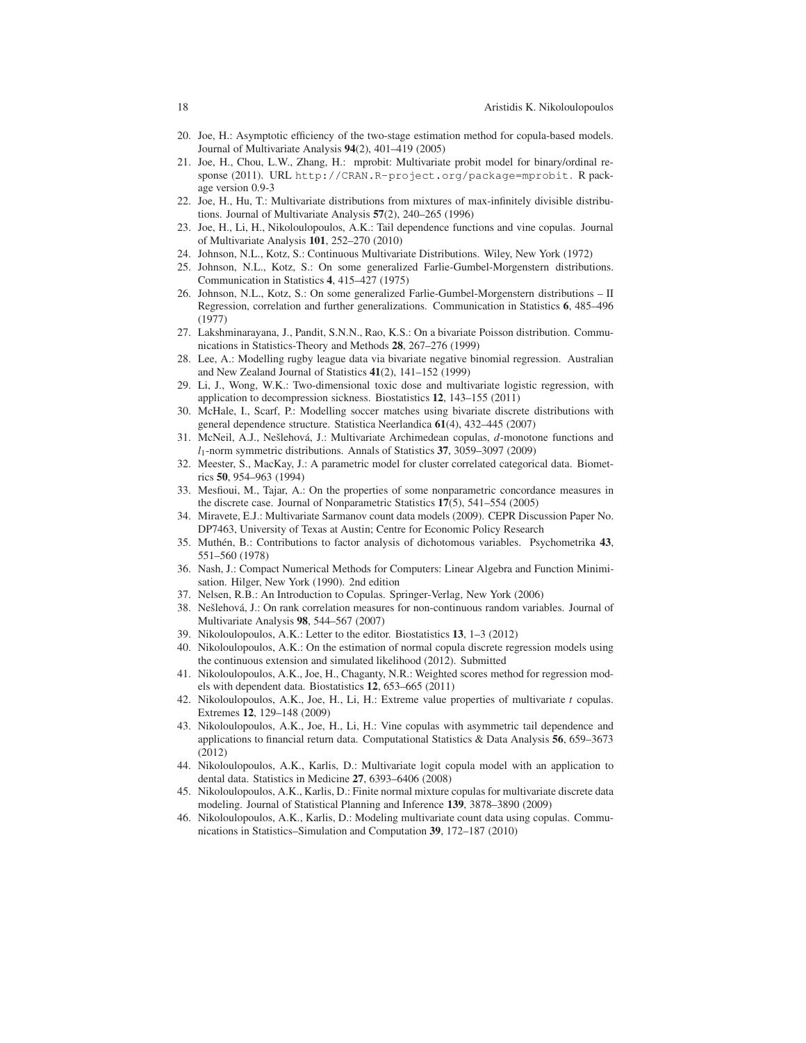20. Joe, H.: Asymptotic efficiency of the two-stage estimation method for copula-based models. Journal of Multivariate Analysis **94**(2), 401–419 (2005)
21. Joe, H., Chou, L.W., Zhang, H.: mprobit: Multivariate probit model for binary/ordinal response (2011). URL `http://CRAN.R-project.org/package=mprobit`. R package version 0.9-3
22. Joe, H., Hu, T.: Multivariate distributions from mixtures of max-infinitely divisible distributions. Journal of Multivariate Analysis **57**(2), 240–265 (1996)
23. Joe, H., Li, H., Nikoloulopoulos, A.K.: Tail dependence functions and vine copulas. Journal of Multivariate Analysis **101**, 252–270 (2010)
24. Johnson, N.L., Kotz, S.: Continuous Multivariate Distributions. Wiley, New York (1972)
25. Johnson, N.L., Kotz, S.: On some generalized Farlie-Gumbel-Morgenstern distributions. Communication in Statistics **4**, 415–427 (1975)
26. Johnson, N.L., Kotz, S.: On some generalized Farlie-Gumbel-Morgenstern distributions – II Regression, correlation and further generalizations. Communication in Statistics **6**, 485–496 (1977)
27. Lakshminarayana, J., Pandit, S.N.N., Rao, K.S.: On a bivariate Poisson distribution. Communications in Statistics-Theory and Methods **28**, 267–276 (1999)
28. Lee, A.: Modelling rugby league data via bivariate negative binomial regression. Australian and New Zealand Journal of Statistics **41**(2), 141–152 (1999)
29. Li, J., Wong, W.K.: Two-dimensional toxic dose and multivariate logistic regression, with application to decompression sickness. Biostatistics **12**, 143–155 (2011)
30. McHale, I., Scarf, P.: Modelling soccer matches using bivariate discrete distributions with general dependence structure. Statistica Neerlandica **61**(4), 432–445 (2007)
31. McNeil, A.J., Nešlehová, J.: Multivariate Archimedean copulas, $d$-monotone functions and $l_1$-norm symmetric distributions. Annals of Statistics **37**, 3059–3097 (2009)
32. Meester, S., MacKay, J.: A parametric model for cluster correlated categorical data. Biometrics **50**, 954–963 (1994)
33. Mesfioui, M., Tajar, A.: On the properties of some nonparametric concordance measures in the discrete case. Journal of Nonparametric Statistics **17**(5), 541–554 (2005)
34. Miravete, E.J.: Multivariate Sarmanov count data models (2009). CEPR Discussion Paper No. DP7463, University of Texas at Austin; Centre for Economic Policy Research
35. Muthén, B.: Contributions to factor analysis of dichotomous variables. Psychometrika **43**, 551–560 (1978)
36. Nash, J.: Compact Numerical Methods for Computers: Linear Algebra and Function Minimisation. Hilger, New York (1990). 2nd edition
37. Nelsen, R.B.: An Introduction to Copulas. Springer-Verlag, New York (2006)
38. Nešlehová, J.: On rank correlation measures for non-continuous random variables. Journal of Multivariate Analysis **98**, 544–567 (2007)
39. Nikoloulopoulos, A.K.: Letter to the editor. Biostatistics **13**, 1–3 (2012)
40. Nikoloulopoulos, A.K.: On the estimation of normal copula discrete regression models using the continuous extension and simulated likelihood (2012). Submitted
41. Nikoloulopoulos, A.K., Joe, H., Chaganty, N.R.: Weighted scores method for regression models with dependent data. Biostatistics **12**, 653–665 (2011)
42. Nikoloulopoulos, A.K., Joe, H., Li, H.: Extreme value properties of multivariate $t$ copulas. Extremes **12**, 129–148 (2009)
43. Nikoloulopoulos, A.K., Joe, H., Li, H.: Vine copulas with asymmetric tail dependence and applications to financial return data. Computational Statistics & Data Analysis **56**, 659–3673 (2012)
44. Nikoloulopoulos, A.K., Karlis, D.: Multivariate logit copula model with an application to dental data. Statistics in Medicine **27**, 6393–6406 (2008)
45. Nikoloulopoulos, A.K., Karlis, D.: Finite normal mixture copulas for multivariate discrete data modeling. Journal of Statistical Planning and Inference **139**, 3878–3890 (2009)
46. Nikoloulopoulos, A.K., Karlis, D.: Modeling multivariate count data using copulas. Communications in Statistics–Simulation and Computation **39**, 172–187 (2010)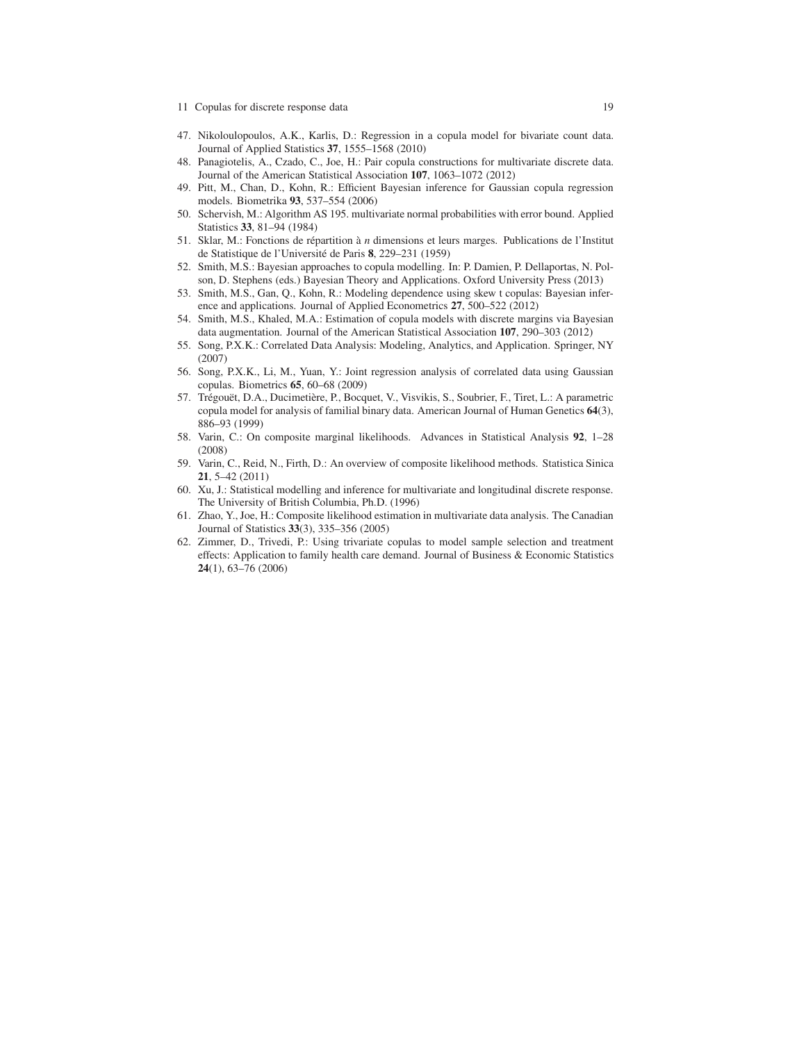47. Nikoloulopoulos, A.K., Karlis, D.: Regression in a copula model for bivariate count data. Journal of Applied Statistics **37**, 1555–1568 (2010)
48. Panagiotelis, A., Czado, C., Joe, H.: Pair copula constructions for multivariate discrete data. Journal of the American Statistical Association **107**, 1063–1072 (2012)
49. Pitt, M., Chan, D., Kohn, R.: Efficient Bayesian inference for Gaussian copula regression models. Biometrika **93**, 537–554 (2006)
50. Schervish, M.: Algorithm AS 195. multivariate normal probabilities with error bound. Applied Statistics **33**, 81–94 (1984)
51. Sklar, M.: Fonctions de répartition à *n* dimensions et leurs marges. Publications de l'Institut de Statistique de l'Université de Paris **8**, 229–231 (1959)
52. Smith, M.S.: Bayesian approaches to copula modelling. In: P. Damien, P. Dellaportas, N. Polson, D. Stephens (eds.) Bayesian Theory and Applications. Oxford University Press (2013)
53. Smith, M.S., Gan, Q., Kohn, R.: Modeling dependence using skew t copulas: Bayesian inference and applications. Journal of Applied Econometrics **27**, 500–522 (2012)
54. Smith, M.S., Khaled, M.A.: Estimation of copula models with discrete margins via Bayesian data augmentation. Journal of the American Statistical Association **107**, 290–303 (2012)
55. Song, P.X.K.: Correlated Data Analysis: Modeling, Analytics, and Application. Springer, NY (2007)
56. Song, P.X.K., Li, M., Yuan, Y.: Joint regression analysis of correlated data using Gaussian copulas. Biometrics **65**, 60–68 (2009)
57. Trégouët, D.A., Ducimetière, P., Bocquet, V., Visvikis, S., Soubrier, F., Tiret, L.: A parametric copula model for analysis of familial binary data. American Journal of Human Genetics **64**(3), 886–93 (1999)
58. Varin, C.: On composite marginal likelihoods. Advances in Statistical Analysis **92**, 1–28 (2008)
59. Varin, C., Reid, N., Firth, D.: An overview of composite likelihood methods. Statistica Sinica **21**, 5–42 (2011)
60. Xu, J.: Statistical modelling and inference for multivariate and longitudinal discrete response. The University of British Columbia, Ph.D. (1996)
61. Zhao, Y., Joe, H.: Composite likelihood estimation in multivariate data analysis. The Canadian Journal of Statistics **33**(3), 335–356 (2005)
62. Zimmer, D., Trivedi, P.: Using trivariate copulas to model sample selection and treatment effects: Application to family health care demand. Journal of Business & Economic Statistics **24**(1), 63–76 (2006)